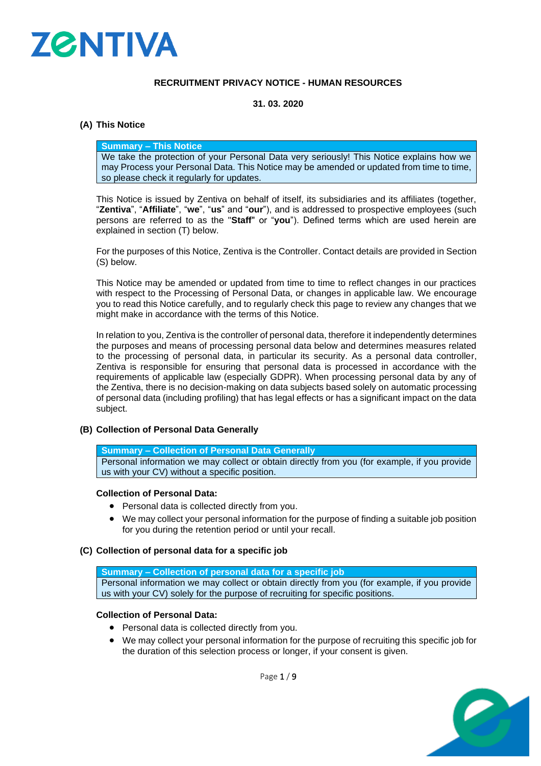# RECRUITMENT PRIVACY NOTICE - HUMAN RESOURCES

**31. 03. 2020**

## (A) This Notice

| **Summary – This Notice** |
|---|
| We take the protection of your Personal Data very seriously! This Notice explains how we may Process your Personal Data. This Notice may be amended or updated from time to time, so please check it regularly for updates. |

This Notice is issued by Zentiva on behalf of itself, its subsidiaries and its affiliates (together, "**Zentiva**", "**Affiliate**", "**we**", "**us**" and "**our**"), and is addressed to prospective employees (such persons are referred to as the "**Staff**" or "**you**"). Defined terms which are used herein are explained in section (T) below.

For the purposes of this Notice, Zentiva is the Controller. Contact details are provided in Section (S) below.

This Notice may be amended or updated from time to time to reflect changes in our practices with respect to the Processing of Personal Data, or changes in applicable law. We encourage you to read this Notice carefully, and to regularly check this page to review any changes that we might make in accordance with the terms of this Notice.

In relation to you, Zentiva is the controller of personal data, therefore it independently determines the purposes and means of processing personal data below and determines measures related to the processing of personal data, in particular its security. As a personal data controller, Zentiva is responsible for ensuring that personal data is processed in accordance with the requirements of applicable law (especially GDPR). When processing personal data by any of the Zentiva, there is no decision-making on data subjects based solely on automatic processing of personal data (including profiling) that has legal effects or has a significant impact on the data subject.

## (B) Collection of Personal Data Generally

| **Summary – Collection of Personal Data Generally** |
|---|
| Personal information we may collect or obtain directly from you (for example, if you provide us with your CV) without a specific position. |

**Collection of Personal Data:**

- Personal data is collected directly from you.
- We may collect your personal information for the purpose of finding a suitable job position for you during the retention period or until your recall.

## (C) Collection of personal data for a specific job

| **Summary – Collection of personal data for a specific job** |
|---|
| Personal information we may collect or obtain directly from you (for example, if you provide us with your CV) solely for the purpose of recruiting for specific positions. |

**Collection of Personal Data:**

- Personal data is collected directly from you.
- We may collect your personal information for the purpose of recruiting this specific job for the duration of this selection process or longer, if your consent is given.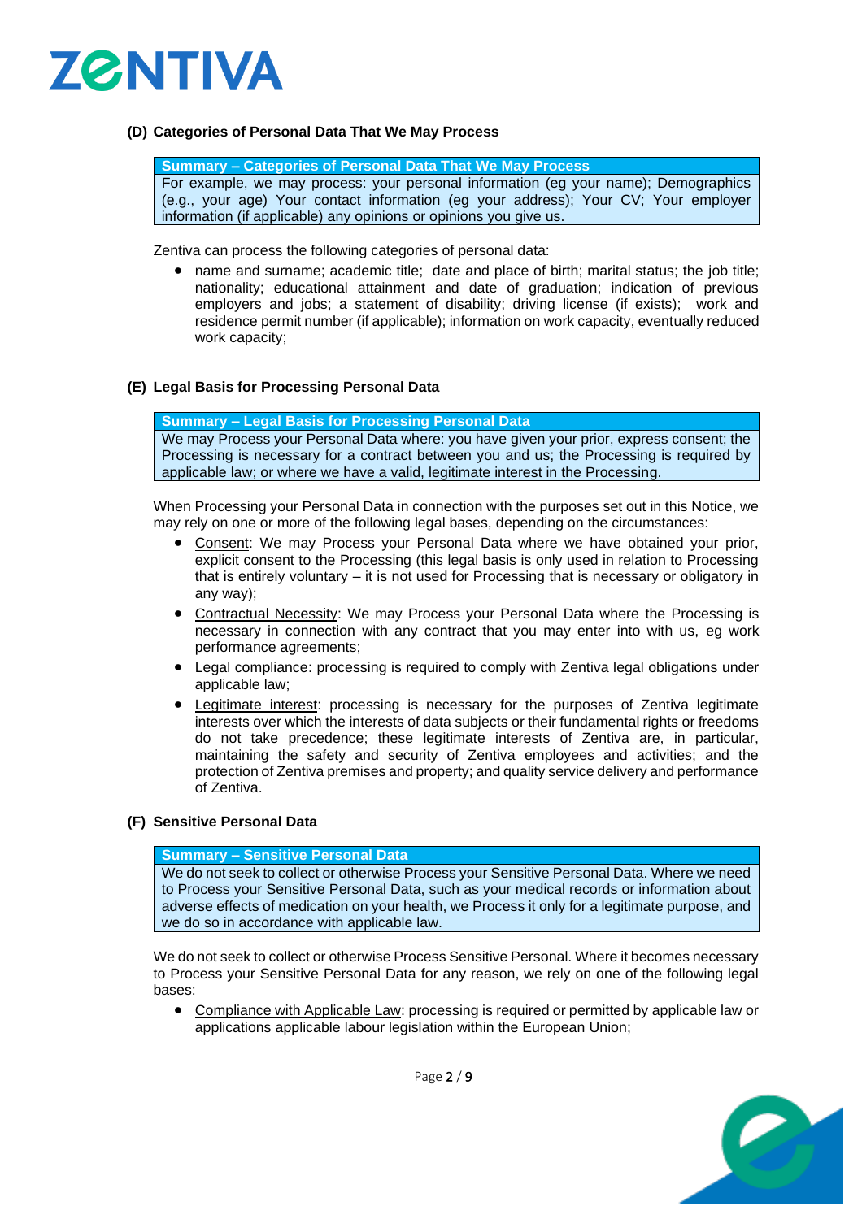## (D) Categories of Personal Data That We May Process

| Summary – Categories of Personal Data That We May Process |
|---|
| For example, we may process: your personal information (eg your name); Demographics (e.g., your age) Your contact information (eg your address); Your CV; Your employer information (if applicable) any opinions or opinions you give us. |

Zentiva can process the following categories of personal data:

- name and surname; academic title; date and place of birth; marital status; the job title; nationality; educational attainment and date of graduation; indication of previous employers and jobs; a statement of disability; driving license (if exists); work and residence permit number (if applicable); information on work capacity, eventually reduced work capacity;

## (E) Legal Basis for Processing Personal Data

| Summary – Legal Basis for Processing Personal Data |
|---|
| We may Process your Personal Data where: you have given your prior, express consent; the Processing is necessary for a contract between you and us; the Processing is required by applicable law; or where we have a valid, legitimate interest in the Processing. |

When Processing your Personal Data in connection with the purposes set out in this Notice, we may rely on one or more of the following legal bases, depending on the circumstances:

- Consent: We may Process your Personal Data where we have obtained your prior, explicit consent to the Processing (this legal basis is only used in relation to Processing that is entirely voluntary – it is not used for Processing that is necessary or obligatory in any way);
- Contractual Necessity: We may Process your Personal Data where the Processing is necessary in connection with any contract that you may enter into with us, eg work performance agreements;
- Legal compliance: processing is required to comply with Zentiva legal obligations under applicable law;
- Legitimate interest: processing is necessary for the purposes of Zentiva legitimate interests over which the interests of data subjects or their fundamental rights or freedoms do not take precedence; these legitimate interests of Zentiva are, in particular, maintaining the safety and security of Zentiva employees and activities; and the protection of Zentiva premises and property; and quality service delivery and performance of Zentiva.

## (F) Sensitive Personal Data

| Summary – Sensitive Personal Data |
|---|
| We do not seek to collect or otherwise Process your Sensitive Personal Data. Where we need to Process your Sensitive Personal Data, such as your medical records or information about adverse effects of medication on your health, we Process it only for a legitimate purpose, and we do so in accordance with applicable law. |

We do not seek to collect or otherwise Process Sensitive Personal. Where it becomes necessary to Process your Sensitive Personal Data for any reason, we rely on one of the following legal bases:

- Compliance with Applicable Law: processing is required or permitted by applicable law or applications applicable labour legislation within the European Union;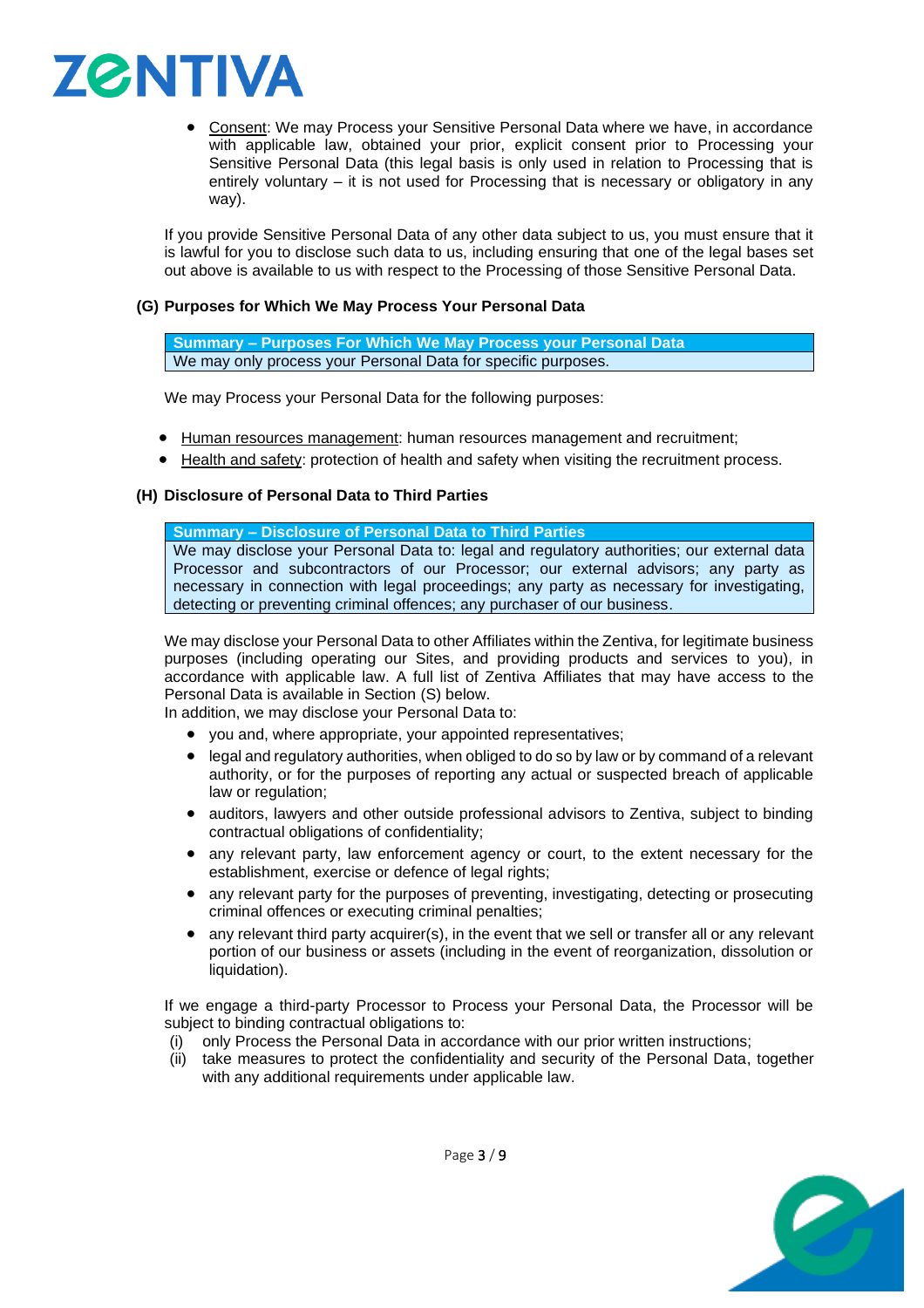- Consent: We may Process your Sensitive Personal Data where we have, in accordance with applicable law, obtained your prior, explicit consent prior to Processing your Sensitive Personal Data (this legal basis is only used in relation to Processing that is entirely voluntary – it is not used for Processing that is necessary or obligatory in any way).

If you provide Sensitive Personal Data of any other data subject to us, you must ensure that it is lawful for you to disclose such data to us, including ensuring that one of the legal bases set out above is available to us with respect to the Processing of those Sensitive Personal Data.

### (G) Purposes for Which We May Process Your Personal Data

| **Summary – Purposes For Which We May Process your Personal Data** |
| --- |
| We may only process your Personal Data for specific purposes. |

We may Process your Personal Data for the following purposes:

- Human resources management: human resources management and recruitment;
- Health and safety: protection of health and safety when visiting the recruitment process.

### (H) Disclosure of Personal Data to Third Parties

| **Summary – Disclosure of Personal Data to Third Parties** |
| --- |
| We may disclose your Personal Data to: legal and regulatory authorities; our external data Processor and subcontractors of our Processor; our external advisors; any party as necessary in connection with legal proceedings; any party as necessary for investigating, detecting or preventing criminal offences; any purchaser of our business. |

We may disclose your Personal Data to other Affiliates within the Zentiva, for legitimate business purposes (including operating our Sites, and providing products and services to you), in accordance with applicable law. A full list of Zentiva Affiliates that may have access to the Personal Data is available in Section (S) below.

In addition, we may disclose your Personal Data to:

- you and, where appropriate, your appointed representatives;
- legal and regulatory authorities, when obliged to do so by law or by command of a relevant authority, or for the purposes of reporting any actual or suspected breach of applicable law or regulation;
- auditors, lawyers and other outside professional advisors to Zentiva, subject to binding contractual obligations of confidentiality;
- any relevant party, law enforcement agency or court, to the extent necessary for the establishment, exercise or defence of legal rights;
- any relevant party for the purposes of preventing, investigating, detecting or prosecuting criminal offences or executing criminal penalties;
- any relevant third party acquirer(s), in the event that we sell or transfer all or any relevant portion of our business or assets (including in the event of reorganization, dissolution or liquidation).

If we engage a third-party Processor to Process your Personal Data, the Processor will be subject to binding contractual obligations to:

(i) only Process the Personal Data in accordance with our prior written instructions;
(ii) take measures to protect the confidentiality and security of the Personal Data, together with any additional requirements under applicable law.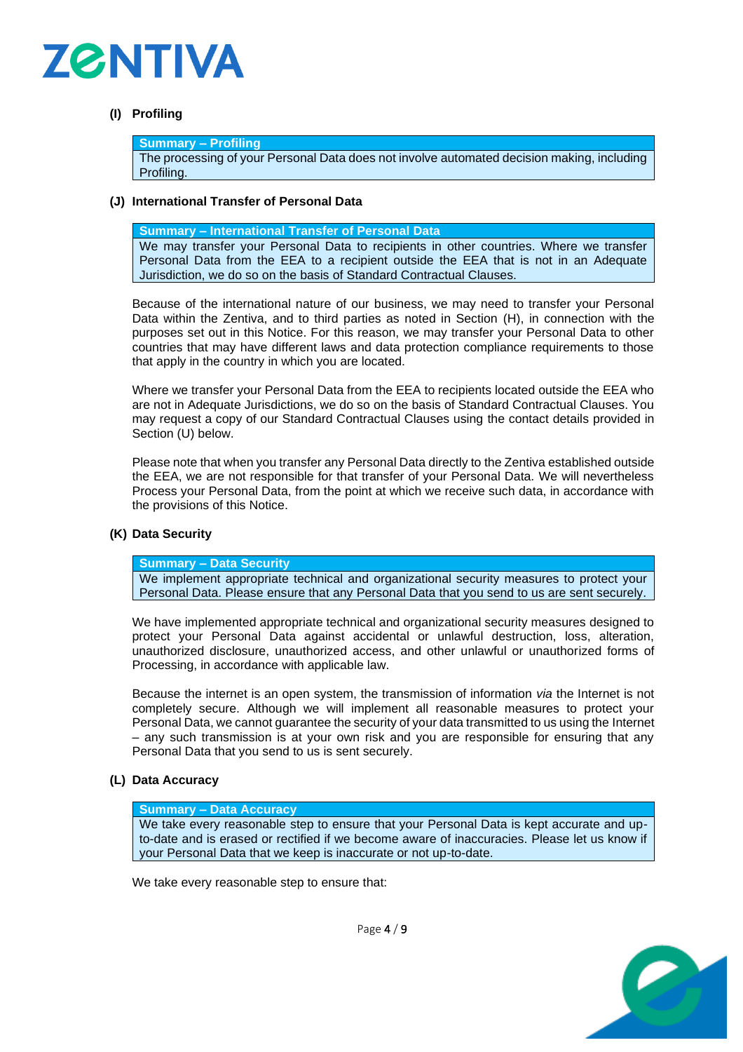### (I) Profiling

| Summary – Profiling |
|---|
| The processing of your Personal Data does not involve automated decision making, including Profiling. |

### (J) International Transfer of Personal Data

| Summary – International Transfer of Personal Data |
|---|
| We may transfer your Personal Data to recipients in other countries. Where we transfer Personal Data from the EEA to a recipient outside the EEA that is not in an Adequate Jurisdiction, we do so on the basis of Standard Contractual Clauses. |

Because of the international nature of our business, we may need to transfer your Personal Data within the Zentiva, and to third parties as noted in Section (H), in connection with the purposes set out in this Notice. For this reason, we may transfer your Personal Data to other countries that may have different laws and data protection compliance requirements to those that apply in the country in which you are located.

Where we transfer your Personal Data from the EEA to recipients located outside the EEA who are not in Adequate Jurisdictions, we do so on the basis of Standard Contractual Clauses. You may request a copy of our Standard Contractual Clauses using the contact details provided in Section (U) below.

Please note that when you transfer any Personal Data directly to the Zentiva established outside the EEA, we are not responsible for that transfer of your Personal Data. We will nevertheless Process your Personal Data, from the point at which we receive such data, in accordance with the provisions of this Notice.

### (K) Data Security

| Summary – Data Security |
|---|
| We implement appropriate technical and organizational security measures to protect your Personal Data. Please ensure that any Personal Data that you send to us are sent securely. |

We have implemented appropriate technical and organizational security measures designed to protect your Personal Data against accidental or unlawful destruction, loss, alteration, unauthorized disclosure, unauthorized access, and other unlawful or unauthorized forms of Processing, in accordance with applicable law.

Because the internet is an open system, the transmission of information *via* the Internet is not completely secure. Although we will implement all reasonable measures to protect your Personal Data, we cannot guarantee the security of your data transmitted to us using the Internet – any such transmission is at your own risk and you are responsible for ensuring that any Personal Data that you send to us is sent securely.

### (L) Data Accuracy

| Summary – Data Accuracy |
|---|
| We take every reasonable step to ensure that your Personal Data is kept accurate and up-to-date and is erased or rectified if we become aware of inaccuracies. Please let us know if your Personal Data that we keep is inaccurate or not up-to-date. |

We take every reasonable step to ensure that: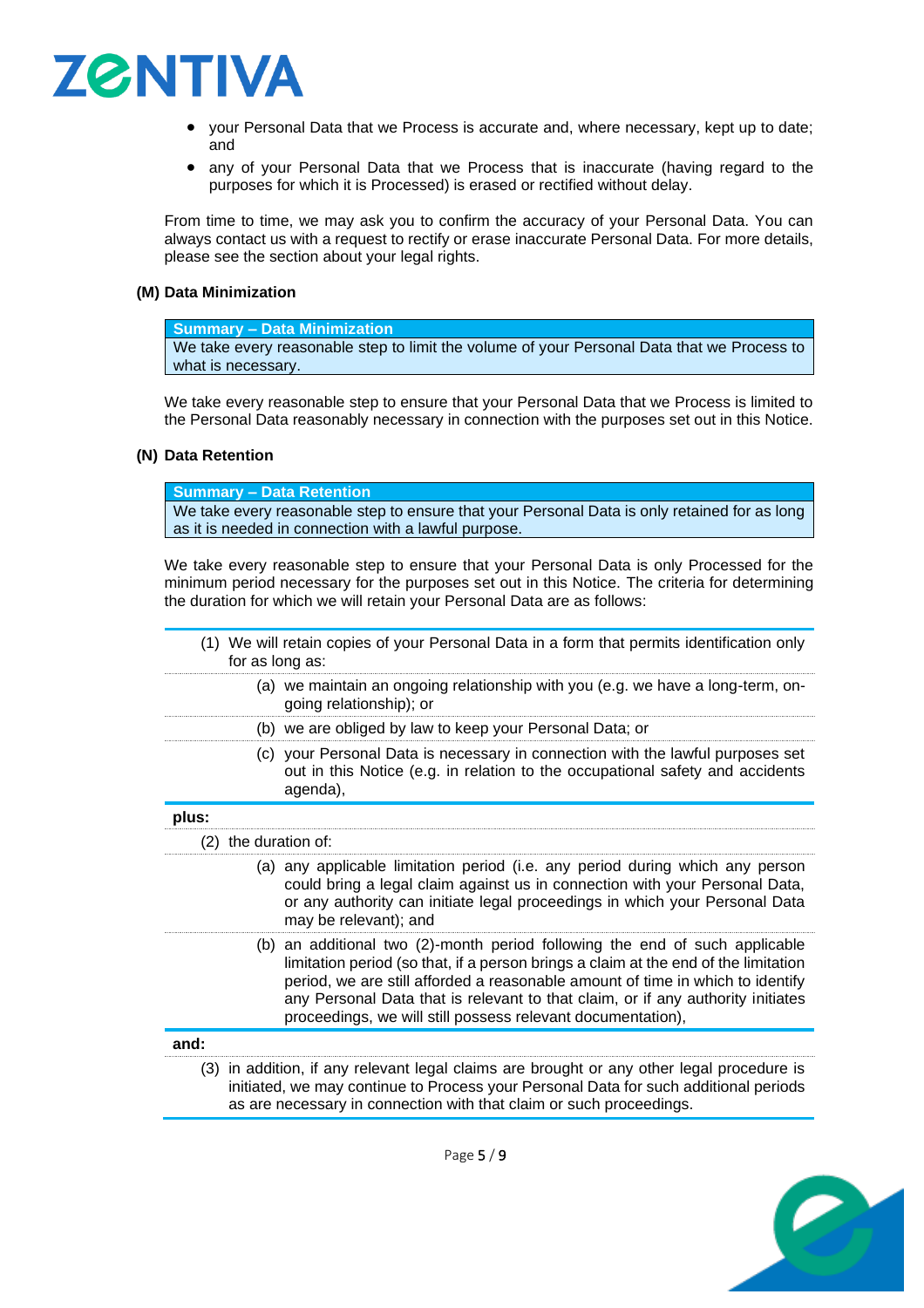- your Personal Data that we Process is accurate and, where necessary, kept up to date; and
- any of your Personal Data that we Process that is inaccurate (having regard to the purposes for which it is Processed) is erased or rectified without delay.

From time to time, we may ask you to confirm the accuracy of your Personal Data. You can always contact us with a request to rectify or erase inaccurate Personal Data. For more details, please see the section about your legal rights.

**(M) Data Minimization**

| **Summary – Data Minimization** |
|---|
| We take every reasonable step to limit the volume of your Personal Data that we Process to what is necessary. |

We take every reasonable step to ensure that your Personal Data that we Process is limited to the Personal Data reasonably necessary in connection with the purposes set out in this Notice.

**(N) Data Retention**

| **Summary – Data Retention** |
|---|
| We take every reasonable step to ensure that your Personal Data is only retained for as long as it is needed in connection with a lawful purpose. |

We take every reasonable step to ensure that your Personal Data is only Processed for the minimum period necessary for the purposes set out in this Notice. The criteria for determining the duration for which we will retain your Personal Data are as follows:

(1) We will retain copies of your Personal Data in a form that permits identification only for as long as:

- (a) we maintain an ongoing relationship with you (e.g. we have a long-term, on-going relationship); or
- (b) we are obliged by law to keep your Personal Data; or
- (c) your Personal Data is necessary in connection with the lawful purposes set out in this Notice (e.g. in relation to the occupational safety and accidents agenda),

**plus:**

(2) the duration of:

- (a) any applicable limitation period (i.e. any period during which any person could bring a legal claim against us in connection with your Personal Data, or any authority can initiate legal proceedings in which your Personal Data may be relevant); and
- (b) an additional two (2)-month period following the end of such applicable limitation period (so that, if a person brings a claim at the end of the limitation period, we are still afforded a reasonable amount of time in which to identify any Personal Data that is relevant to that claim, or if any authority initiates proceedings, we will still possess relevant documentation),

**and:**

(3) in addition, if any relevant legal claims are brought or any other legal procedure is initiated, we may continue to Process your Personal Data for such additional periods as are necessary in connection with that claim or such proceedings.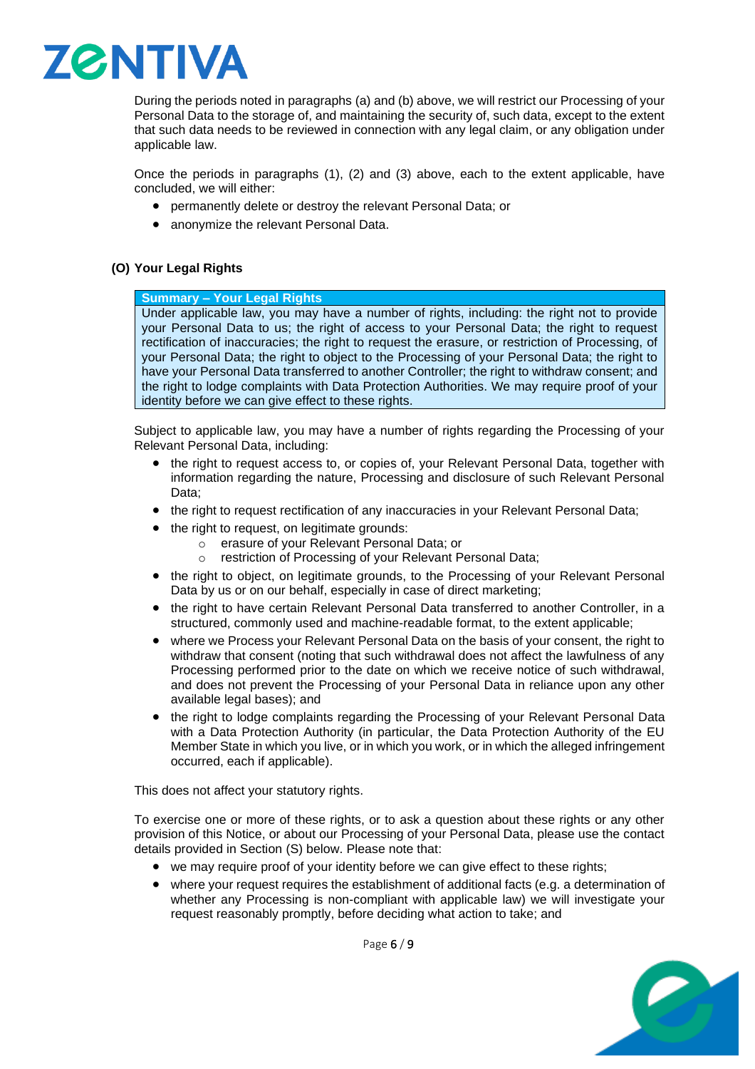During the periods noted in paragraphs (a) and (b) above, we will restrict our Processing of your Personal Data to the storage of, and maintaining the security of, such data, except to the extent that such data needs to be reviewed in connection with any legal claim, or any obligation under applicable law.

Once the periods in paragraphs (1), (2) and (3) above, each to the extent applicable, have concluded, we will either:

- permanently delete or destroy the relevant Personal Data; or
- anonymize the relevant Personal Data.

### (O) Your Legal Rights

| **Summary – Your Legal Rights** |
|---|
| Under applicable law, you may have a number of rights, including: the right not to provide your Personal Data to us; the right of access to your Personal Data; the right to request rectification of inaccuracies; the right to request the erasure, or restriction of Processing, of your Personal Data; the right to object to the Processing of your Personal Data; the right to have your Personal Data transferred to another Controller; the right to withdraw consent; and the right to lodge complaints with Data Protection Authorities. We may require proof of your identity before we can give effect to these rights. |

Subject to applicable law, you may have a number of rights regarding the Processing of your Relevant Personal Data, including:

- the right to request access to, or copies of, your Relevant Personal Data, together with information regarding the nature, Processing and disclosure of such Relevant Personal Data;
- the right to request rectification of any inaccuracies in your Relevant Personal Data;
- the right to request, on legitimate grounds:
  - erasure of your Relevant Personal Data; or
  - restriction of Processing of your Relevant Personal Data;
- the right to object, on legitimate grounds, to the Processing of your Relevant Personal Data by us or on our behalf, especially in case of direct marketing;
- the right to have certain Relevant Personal Data transferred to another Controller, in a structured, commonly used and machine-readable format, to the extent applicable;
- where we Process your Relevant Personal Data on the basis of your consent, the right to withdraw that consent (noting that such withdrawal does not affect the lawfulness of any Processing performed prior to the date on which we receive notice of such withdrawal, and does not prevent the Processing of your Personal Data in reliance upon any other available legal bases); and
- the right to lodge complaints regarding the Processing of your Relevant Personal Data with a Data Protection Authority (in particular, the Data Protection Authority of the EU Member State in which you live, or in which you work, or in which the alleged infringement occurred, each if applicable).

This does not affect your statutory rights.

To exercise one or more of these rights, or to ask a question about these rights or any other provision of this Notice, or about our Processing of your Personal Data, please use the contact details provided in Section (S) below. Please note that:

- we may require proof of your identity before we can give effect to these rights;
- where your request requires the establishment of additional facts (e.g. a determination of whether any Processing is non-compliant with applicable law) we will investigate your request reasonably promptly, before deciding what action to take; and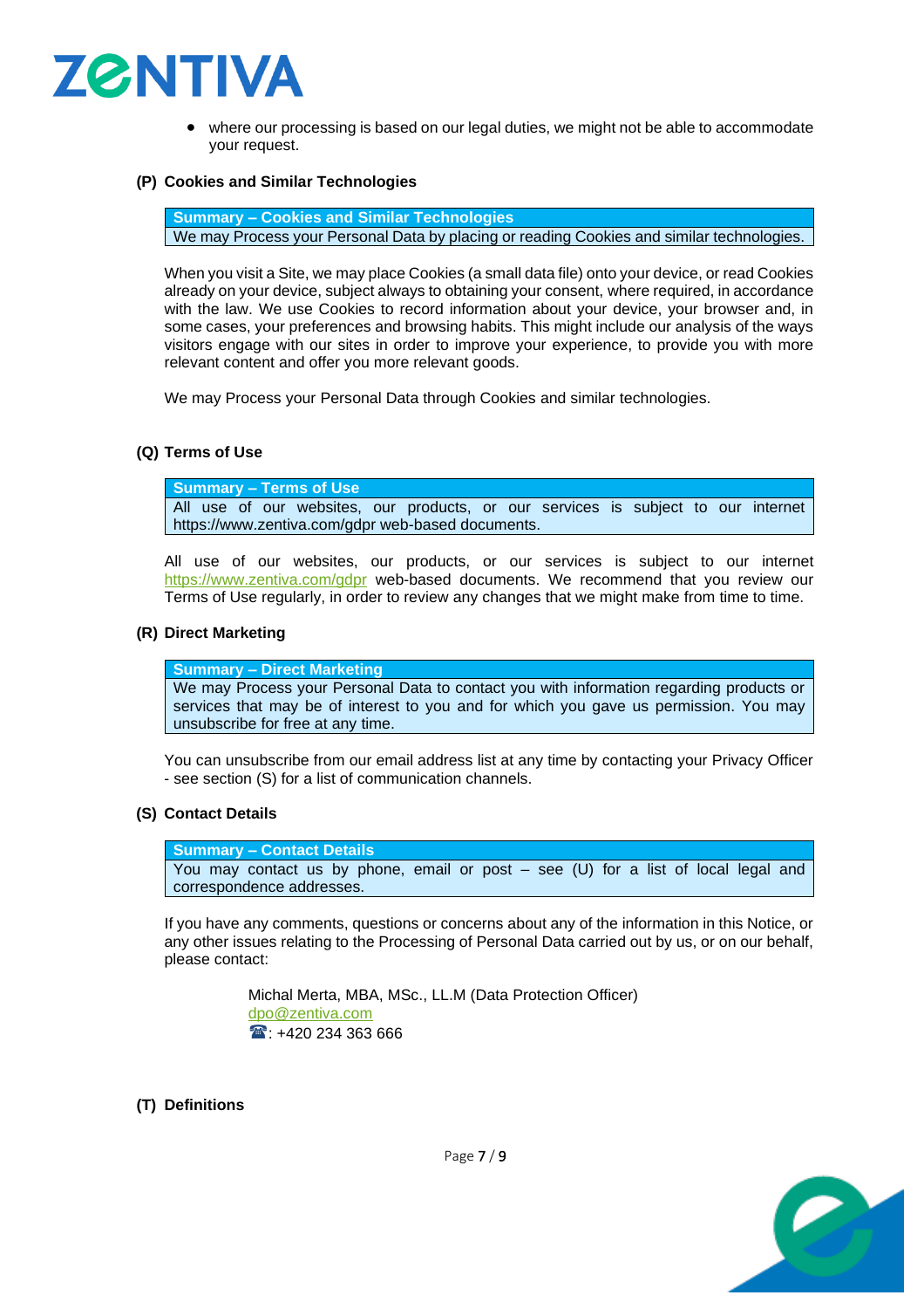- where our processing is based on our legal duties, we might not be able to accommodate your request.

### (P) Cookies and Similar Technologies

| **Summary – Cookies and Similar Technologies** |
| --- |
| We may Process your Personal Data by placing or reading Cookies and similar technologies. |

When you visit a Site, we may place Cookies (a small data file) onto your device, or read Cookies already on your device, subject always to obtaining your consent, where required, in accordance with the law. We use Cookies to record information about your device, your browser and, in some cases, your preferences and browsing habits. This might include our analysis of the ways visitors engage with our sites in order to improve your experience, to provide you with more relevant content and offer you more relevant goods.

We may Process your Personal Data through Cookies and similar technologies.

### (Q) Terms of Use

| **Summary – Terms of Use** |
| --- |
| All use of our websites, our products, or our services is subject to our internet https://www.zentiva.com/gdpr web-based documents. |

All use of our websites, our products, or our services is subject to our internet https://www.zentiva.com/gdpr web-based documents. We recommend that you review our Terms of Use regularly, in order to review any changes that we might make from time to time.

### (R) Direct Marketing

| **Summary – Direct Marketing** |
| --- |
| We may Process your Personal Data to contact you with information regarding products or services that may be of interest to you and for which you gave us permission. You may unsubscribe for free at any time. |

You can unsubscribe from our email address list at any time by contacting your Privacy Officer - see section (S) for a list of communication channels.

### (S) Contact Details

| **Summary – Contact Details** |
| --- |
| You may contact us by phone, email or post – see (U) for a list of local legal and correspondence addresses. |

If you have any comments, questions or concerns about any of the information in this Notice, or any other issues relating to the Processing of Personal Data carried out by us, or on our behalf, please contact:

Michal Merta, MBA, MSc., LL.M (Data Protection Officer)
dpo@zentiva.com
☎: +420 234 363 666

### (T) Definitions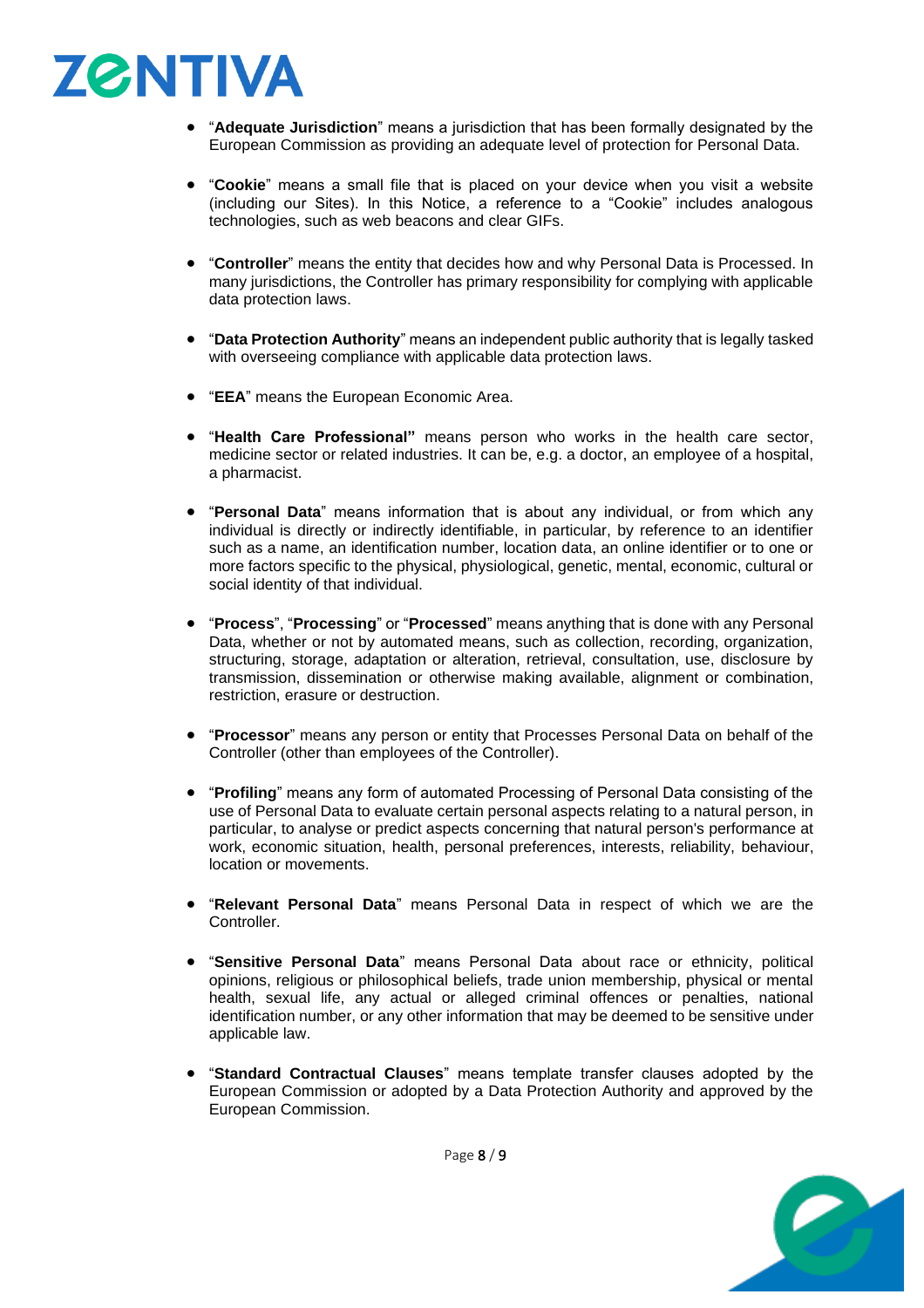- "**Adequate Jurisdiction**" means a jurisdiction that has been formally designated by the European Commission as providing an adequate level of protection for Personal Data.

- "**Cookie**" means a small file that is placed on your device when you visit a website (including our Sites). In this Notice, a reference to a "Cookie" includes analogous technologies, such as web beacons and clear GIFs.

- "**Controller**" means the entity that decides how and why Personal Data is Processed. In many jurisdictions, the Controller has primary responsibility for complying with applicable data protection laws.

- "**Data Protection Authority**" means an independent public authority that is legally tasked with overseeing compliance with applicable data protection laws.

- "**EEA**" means the European Economic Area.

- "**Health Care Professional"** means person who works in the health care sector, medicine sector or related industries. It can be, e.g. a doctor, an employee of a hospital, a pharmacist.

- "**Personal Data**" means information that is about any individual, or from which any individual is directly or indirectly identifiable, in particular, by reference to an identifier such as a name, an identification number, location data, an online identifier or to one or more factors specific to the physical, physiological, genetic, mental, economic, cultural or social identity of that individual.

- "**Process**", "**Processing**" or "**Processed**" means anything that is done with any Personal Data, whether or not by automated means, such as collection, recording, organization, structuring, storage, adaptation or alteration, retrieval, consultation, use, disclosure by transmission, dissemination or otherwise making available, alignment or combination, restriction, erasure or destruction.

- "**Processor**" means any person or entity that Processes Personal Data on behalf of the Controller (other than employees of the Controller).

- "**Profiling**" means any form of automated Processing of Personal Data consisting of the use of Personal Data to evaluate certain personal aspects relating to a natural person, in particular, to analyse or predict aspects concerning that natural person's performance at work, economic situation, health, personal preferences, interests, reliability, behaviour, location or movements.

- "**Relevant Personal Data**" means Personal Data in respect of which we are the Controller.

- "**Sensitive Personal Data**" means Personal Data about race or ethnicity, political opinions, religious or philosophical beliefs, trade union membership, physical or mental health, sexual life, any actual or alleged criminal offences or penalties, national identification number, or any other information that may be deemed to be sensitive under applicable law.

- "**Standard Contractual Clauses**" means template transfer clauses adopted by the European Commission or adopted by a Data Protection Authority and approved by the European Commission.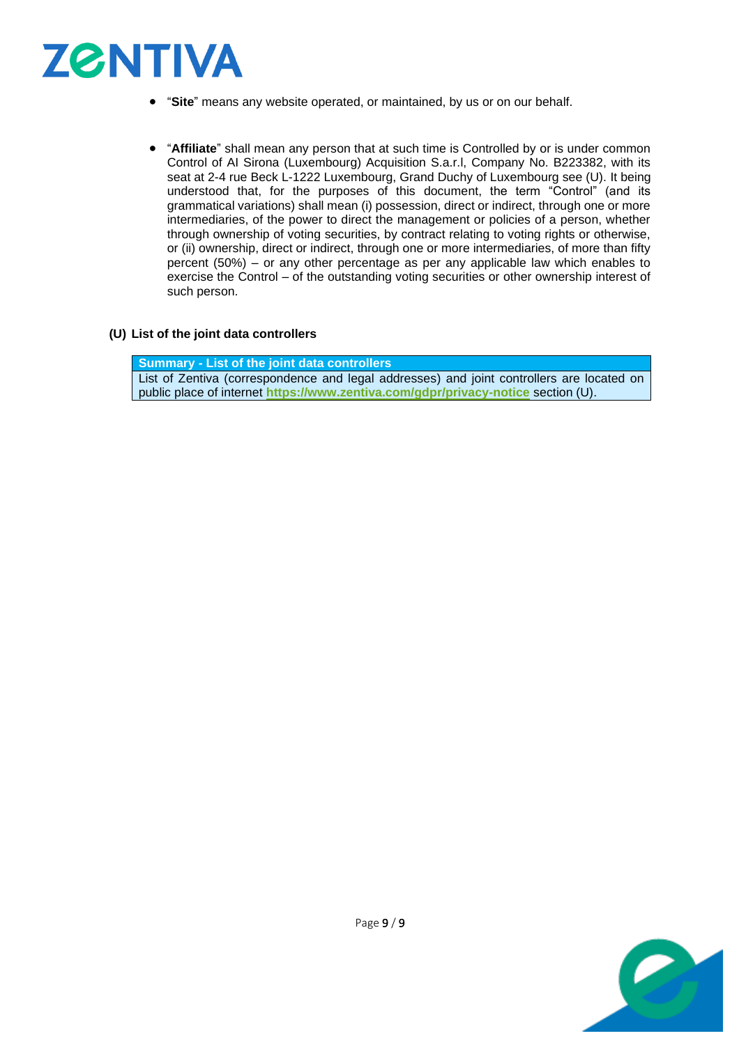- "**Site**" means any website operated, or maintained, by us or on our behalf.

- "**Affiliate**" shall mean any person that at such time is Controlled by or is under common Control of AI Sirona (Luxembourg) Acquisition S.a.r.l, Company No. B223382, with its seat at 2-4 rue Beck L-1222 Luxembourg, Grand Duchy of Luxembourg see (U). It being understood that, for the purposes of this document, the term "Control" (and its grammatical variations) shall mean (i) possession, direct or indirect, through one or more intermediaries, of the power to direct the management or policies of a person, whether through ownership of voting securities, by contract relating to voting rights or otherwise, or (ii) ownership, direct or indirect, through one or more intermediaries, of more than fifty percent (50%) – or any other percentage as per any applicable law which enables to exercise the Control – of the outstanding voting securities or other ownership interest of such person.

### (U) List of the joint data controllers

| Summary - List of the joint data controllers |
|---|
| List of Zentiva (correspondence and legal addresses) and joint controllers are located on public place of internet **https://www.zentiva.com/gdpr/privacy-notice** section (U). |